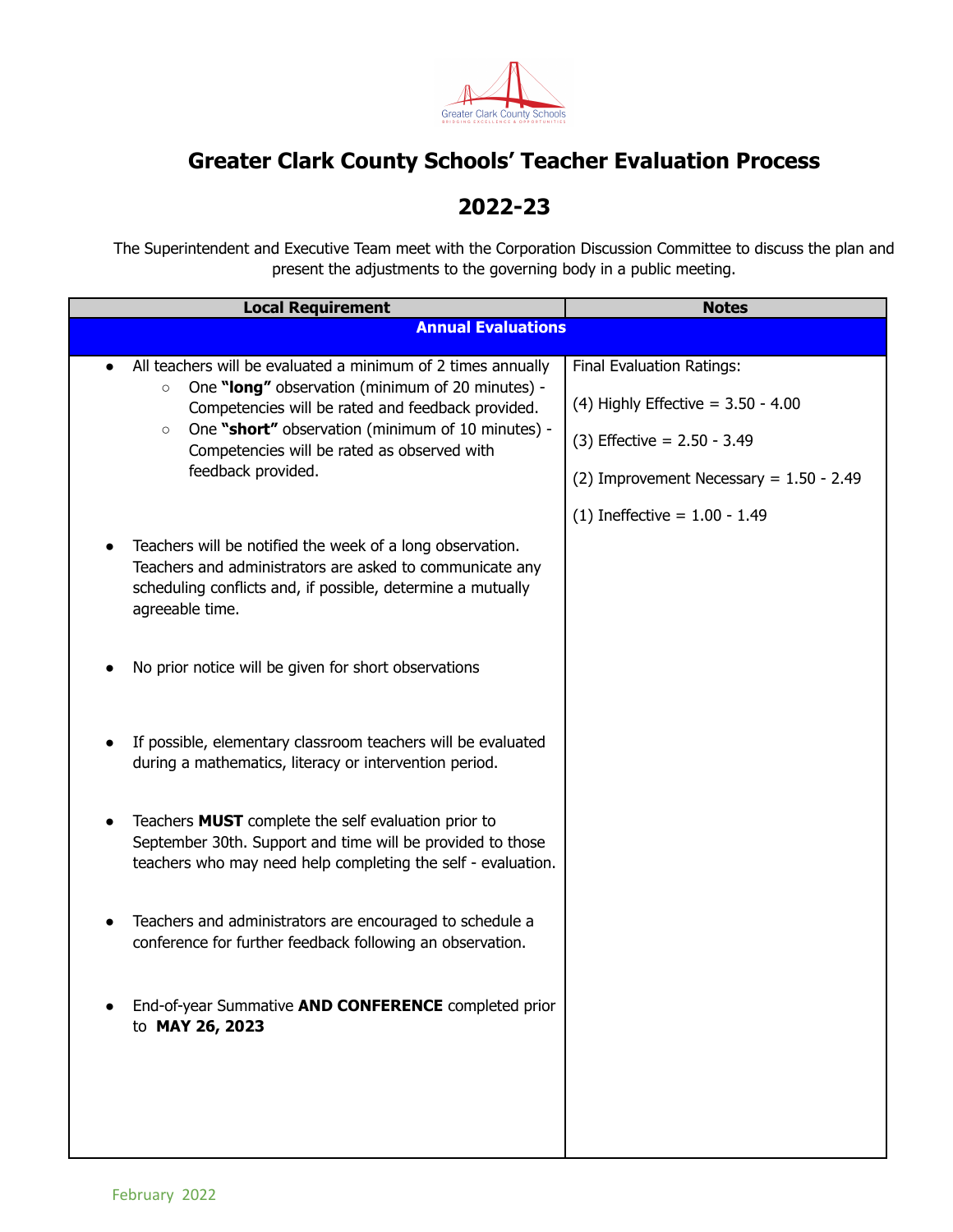# Greater Clark County Schools' Teacher Evaluation Process

## 2022-23

The Superintendent and Executive Team meet with the Corporation Discussion Committee to discuss the plan and present the adjustments to the governing body in a public meeting.

| Local Requirement | Notes |
| --- | --- |
| **Annual Evaluations** | |
| • All teachers will be evaluated a minimum of 2 times annually<br>  ○ One **"long"** observation (minimum of 20 minutes) - Competencies will be rated and feedback provided.<br>  ○ One **"short"** observation (minimum of 10 minutes) - Competencies will be rated as observed with feedback provided.<br><br>• Teachers will be notified the week of a long observation. Teachers and administrators are asked to communicate any scheduling conflicts and, if possible, determine a mutually agreeable time.<br><br>• No prior notice will be given for short observations<br><br>• If possible, elementary classroom teachers will be evaluated during a mathematics, literacy or intervention period.<br><br>• Teachers **MUST** complete the self evaluation prior to September 30th. Support and time will be provided to those teachers who may need help completing the self - evaluation.<br><br>• Teachers and administrators are encouraged to schedule a conference for further feedback following an observation.<br><br>• End-of-year Summative **AND CONFERENCE** completed prior to **MAY 26, 2023** | Final Evaluation Ratings:<br><br>(4) Highly Effective = 3.50 - 4.00<br><br>(3) Effective = 2.50 - 3.49<br><br>(2) Improvement Necessary = 1.50 - 2.49<br><br>(1) Ineffective = 1.00 - 1.49 |

February 2022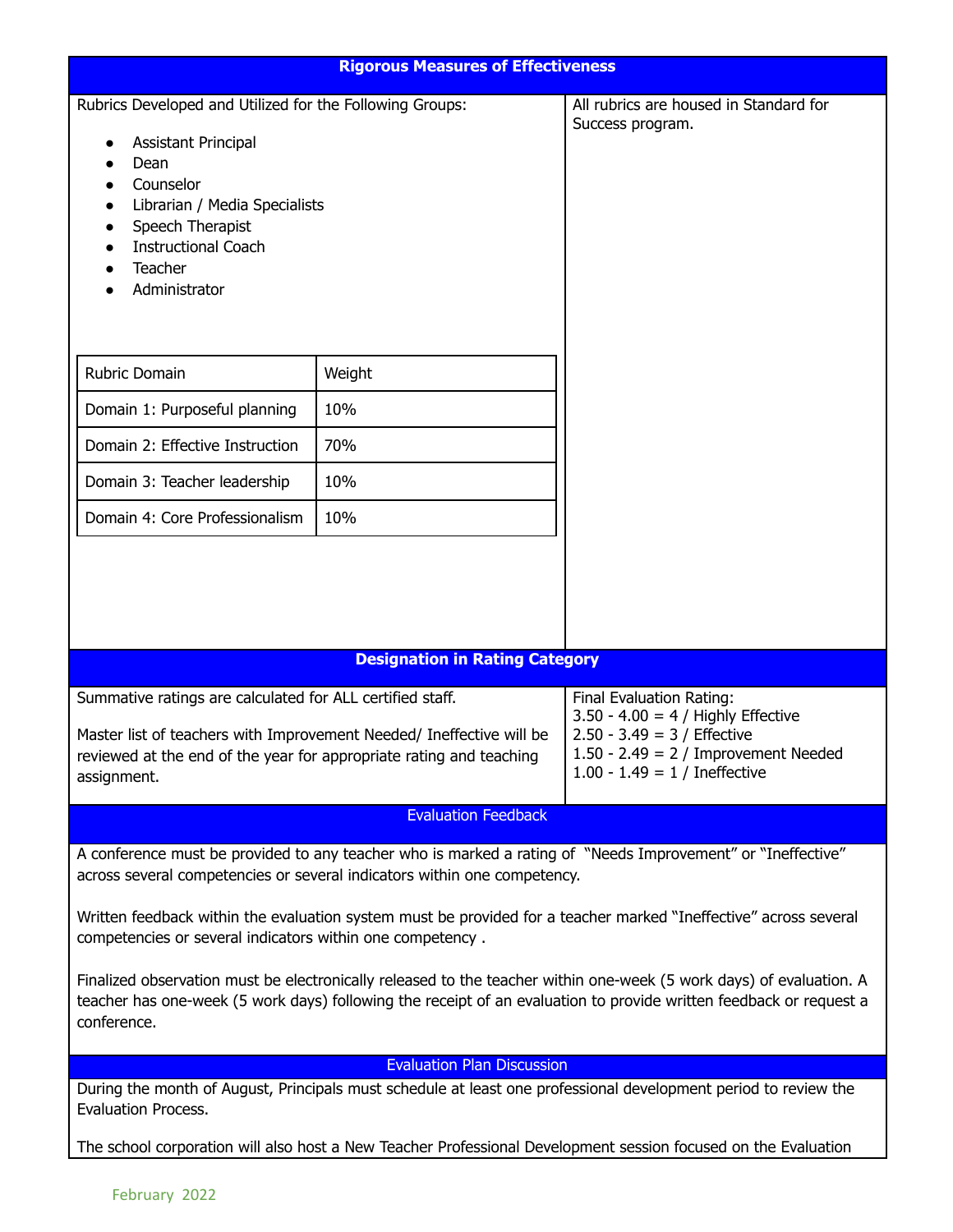## Rigorous Measures of Effectiveness

Rubrics Developed and Utilized for the Following Groups:

- Assistant Principal
- Dean
- Counselor
- Librarian / Media Specialists
- Speech Therapist
- Instructional Coach
- Teacher
- Administrator

| Rubric Domain | Weight |
|---|---|
| Domain 1: Purposeful planning | 10% |
| Domain 2: Effective Instruction | 70% |
| Domain 3: Teacher leadership | 10% |
| Domain 4: Core Professionalism | 10% |

All rubrics are housed in Standard for Success program.

## Designation in Rating Category

Summative ratings are calculated for ALL certified staff.

Master list of teachers with Improvement Needed/ Ineffective will be reviewed at the end of the year for appropriate rating and teaching assignment.

Final Evaluation Rating:
3.50 - 4.00 = 4 / Highly Effective
2.50 - 3.49 = 3 / Effective
1.50 - 2.49 = 2 / Improvement Needed
1.00 - 1.49 = 1 / Ineffective

## Evaluation Feedback

A conference must be provided to any teacher who is marked a rating of "Needs Improvement" or "Ineffective" across several competencies or several indicators within one competency.

Written feedback within the evaluation system must be provided for a teacher marked "Ineffective" across several competencies or several indicators within one competency .

Finalized observation must be electronically released to the teacher within one-week (5 work days) of evaluation. A teacher has one-week (5 work days) following the receipt of an evaluation to provide written feedback or request a conference.

## Evaluation Plan Discussion

During the month of August, Principals must schedule at least one professional development period to review the Evaluation Process.

The school corporation will also host a New Teacher Professional Development session focused on the Evaluation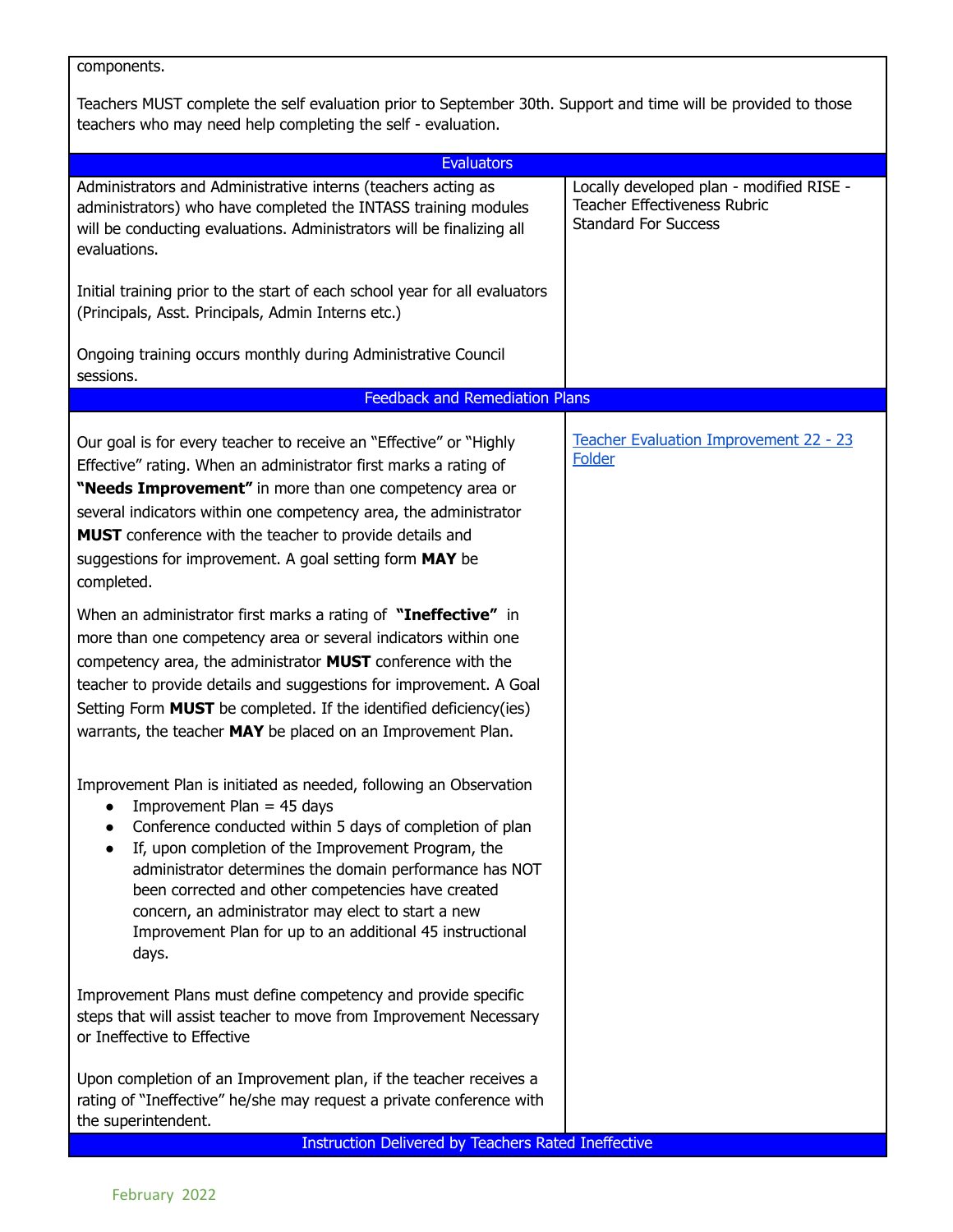components.

Teachers MUST complete the self evaluation prior to September 30th. Support and time will be provided to those teachers who may need help completing the self - evaluation.

| Evaluators | |
|---|---|
| Administrators and Administrative interns (teachers acting as administrators) who have completed the INTASS training modules will be conducting evaluations. Administrators will be finalizing all evaluations.<br><br>Initial training prior to the start of each school year for all evaluators (Principals, Asst. Principals, Admin Interns etc.)<br><br>Ongoing training occurs monthly during Administrative Council sessions. | Locally developed plan - modified RISE - Teacher Effectiveness Rubric<br>Standard For Success |

| Feedback and Remediation Plans | |
|---|---|
| Our goal is for every teacher to receive an "Effective" or "Highly Effective" rating. When an administrator first marks a rating of **"Needs Improvement"** in more than one competency area or several indicators within one competency area, the administrator **MUST** conference with the teacher to provide details and suggestions for improvement. A goal setting form **MAY** be completed.<br><br>When an administrator first marks a rating of **"Ineffective"** in more than one competency area or several indicators within one competency area, the administrator **MUST** conference with the teacher to provide details and suggestions for improvement. A Goal Setting Form **MUST** be completed. If the identified deficiency(ies) warrants, the teacher **MAY** be placed on an Improvement Plan.<br><br>Improvement Plan is initiated as needed, following an Observation<br>• Improvement Plan = 45 days<br>• Conference conducted within 5 days of completion of plan<br>• If, upon completion of the Improvement Program, the administrator determines the domain performance has NOT been corrected and other competencies have created concern, an administrator may elect to start a new Improvement Plan for up to an additional 45 instructional days.<br><br>Improvement Plans must define competency and provide specific steps that will assist teacher to move from Improvement Necessary or Ineffective to Effective<br><br>Upon completion of an Improvement plan, if the teacher receives a rating of "Ineffective" he/she may request a private conference with the superintendent. | Teacher Evaluation Improvement 22 - 23 Folder |

| Instruction Delivered by Teachers Rated Ineffective |
|---|

February 2022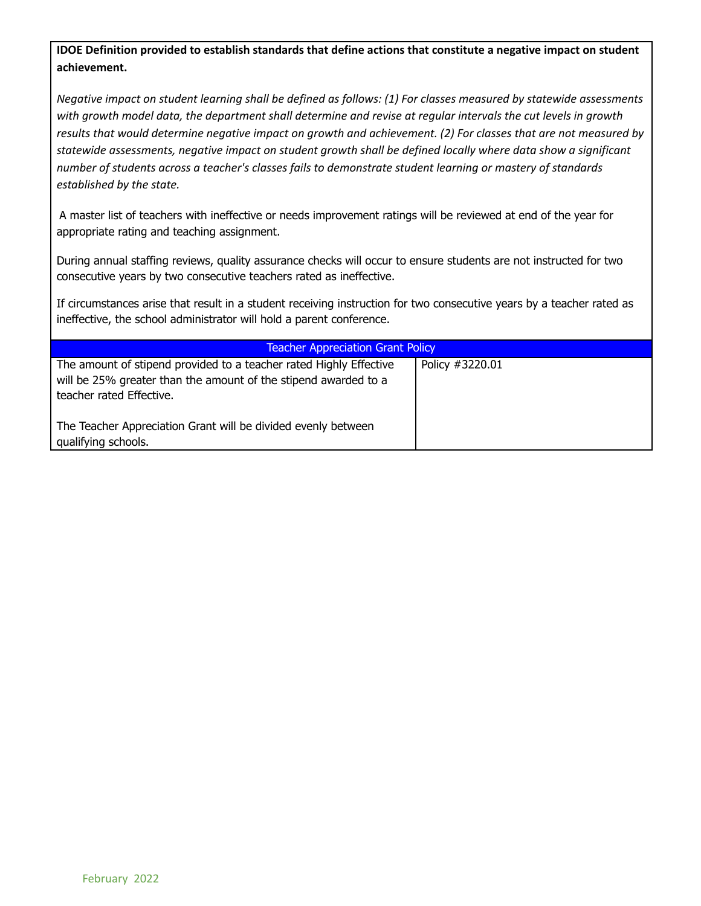**IDOE Definition provided to establish standards that define actions that constitute a negative impact on student achievement.**

*Negative impact on student learning shall be defined as follows: (1) For classes measured by statewide assessments with growth model data, the department shall determine and revise at regular intervals the cut levels in growth results that would determine negative impact on growth and achievement. (2) For classes that are not measured by statewide assessments, negative impact on student growth shall be defined locally where data show a significant number of students across a teacher's classes fails to demonstrate student learning or mastery of standards established by the state.*

A master list of teachers with ineffective or needs improvement ratings will be reviewed at end of the year for appropriate rating and teaching assignment.

During annual staffing reviews, quality assurance checks will occur to ensure students are not instructed for two consecutive years by two consecutive teachers rated as ineffective.

If circumstances arise that result in a student receiving instruction for two consecutive years by a teacher rated as ineffective, the school administrator will hold a parent conference.

| Teacher Appreciation Grant Policy | |
|---|---|
| The amount of stipend provided to a teacher rated Highly Effective will be 25% greater than the amount of the stipend awarded to a teacher rated Effective.<br><br>The Teacher Appreciation Grant will be divided evenly between qualifying schools. | Policy #3220.01 |

February 2022